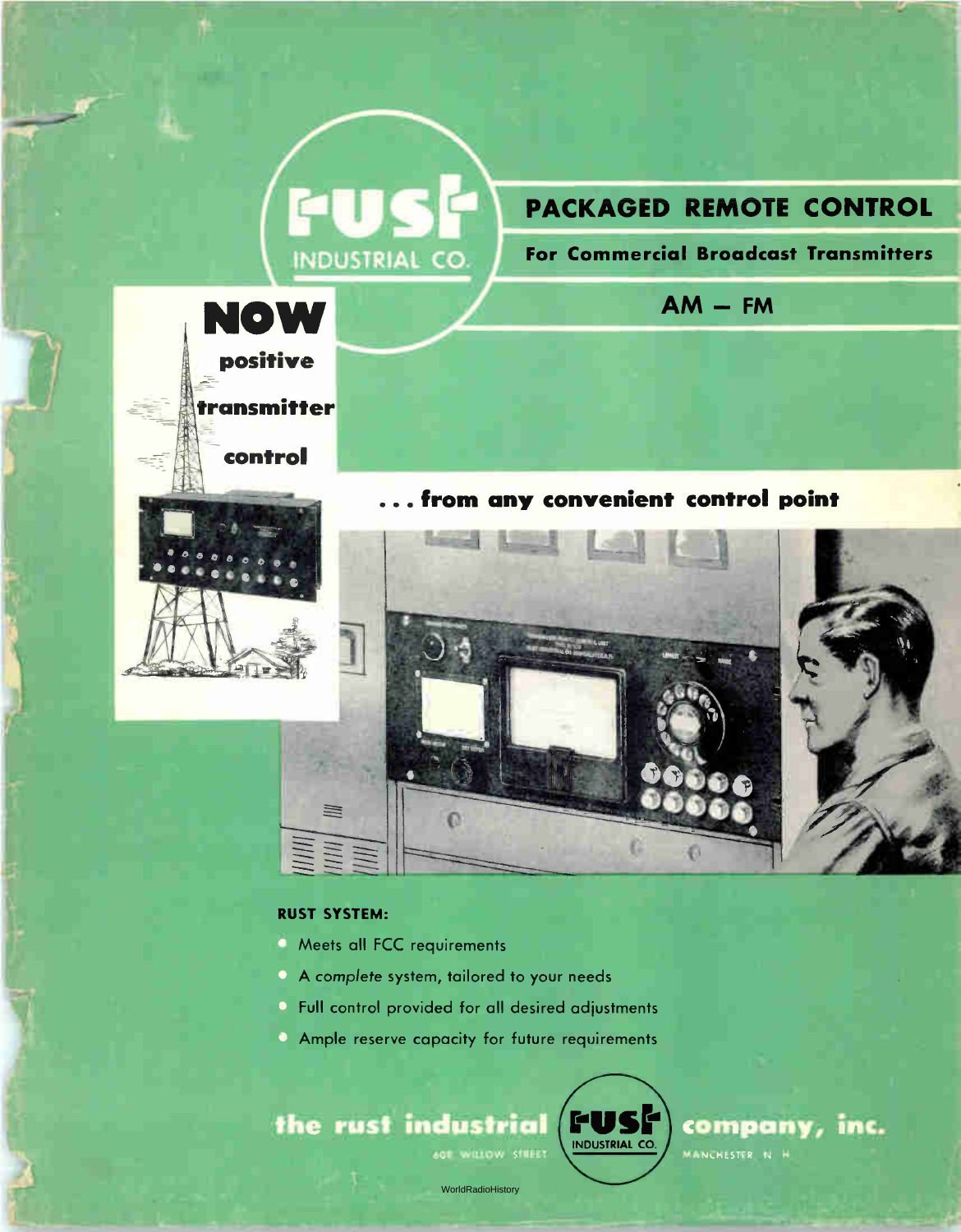rust INDUSTRIAL CO.

# PACKAGED REMOTE CONTROL

## For Commercial Broadcast Transmitters

### AM — FM

**NOW positive transmitter control**

**. . . from any convenient control point**

**RUST SYSTEM:**

- Meets all FCC requirements
- A *complete* system, tailored to your needs
- Full control provided for all desired adjustments
- Ample reserve capacity for future requirements

**the rust industrial company, inc.**

608 WILLOW STREET — MANCHESTER N. H.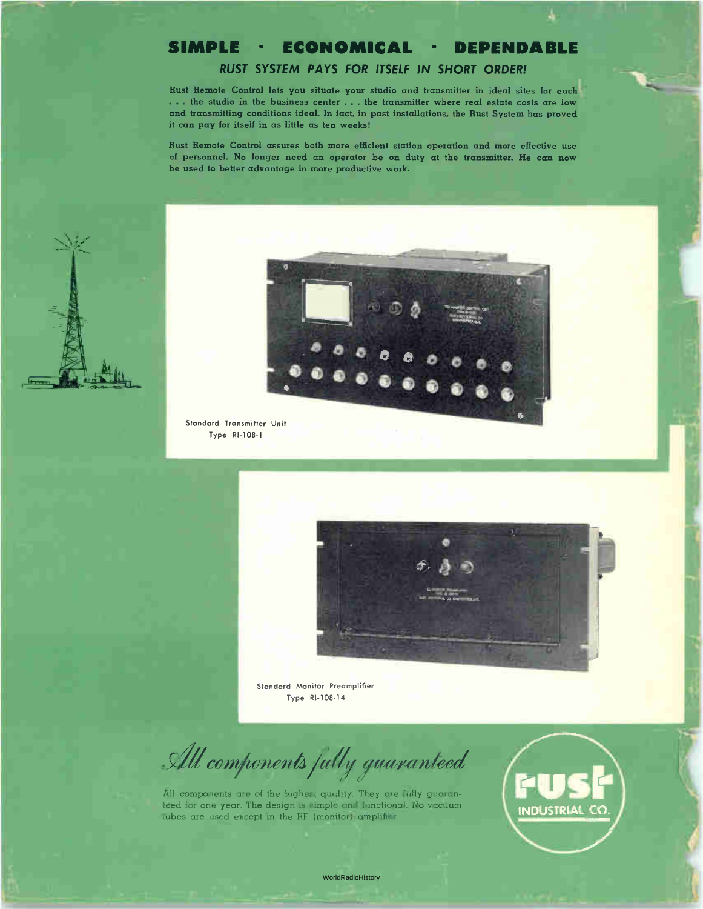# SIMPLE · ECONOMICAL · DEPENDABLE

## *RUST SYSTEM PAYS FOR ITSELF IN SHORT ORDER!*

Rust Remote Control lets you situate your studio and transmitter in ideal sites for each . . . the studio in the business center . . . the transmitter where real estate costs are low and transmitting conditions ideal. In fact, in past installations, the Rust System has proved it can pay for itself in as little as ten weeks!

Rust Remote Control assures both more efficient station operation and more effective use of personnel. No longer need an operator be on duty at the transmitter. He can now be used to better advantage in more productive work.

Standard Transmitter Unit
Type RI-108-1

Standard Monitor Preamplifier
Type RI-108-14

## *All components fully guaranteed*

All components are of the highest quality. They are fully guaranteed for one year. The design is simple and functional. No vacuum tubes are used except in the RF (monitor) amplifier.

RUST INDUSTRIAL CO.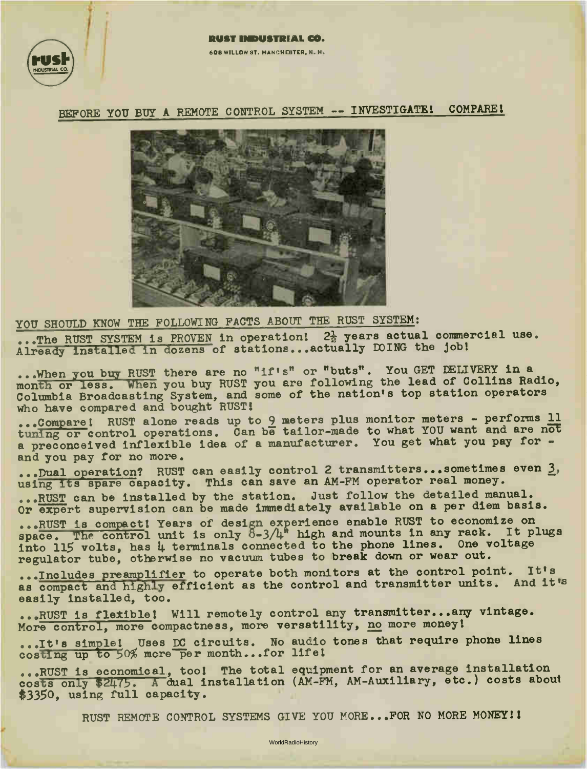**RUST INDUSTRIAL CO.**
608 WILLOW ST. MANCHESTER, N. H.

## BEFORE YOU BUY A REMOTE CONTROL SYSTEM -- INVESTIGATE! COMPARE!

YOU SHOULD KNOW THE FOLLOWING FACTS ABOUT THE RUST SYSTEM:

...The RUST SYSTEM is PROVEN in operation! 2½ years actual commercial use. Already installed in dozens of stations...actually DOING the job!

...When you buy RUST there are no "if's" or "buts". You GET DELIVERY in a month or less. When you buy RUST you are following the lead of Collins Radio, Columbia Broadcasting System, and some of the nation's top station operators who have compared and bought RUST!

...Compare! RUST alone reads up to 9 meters plus monitor meters - performs 11 tuning or control operations. Can be tailor-made to what YOU want and are not a preconceived inflexible idea of a manufacturer. You get what you pay for - and you pay for no more.

...Dual operation? RUST can easily control 2 transmitters...sometimes even 3, using its spare capacity. This can save an AM-FM operator real money.

...RUST can be installed by the station. Just follow the detailed manual. Or expert supervision can be made immediately available on a per diem basis.

...RUST is compact! Years of design experience enable RUST to economize on space. The control unit is only 8-3/4" high and mounts in any rack. It plugs into 115 volts, has 4 terminals connected to the phone lines. One voltage regulator tube, otherwise no vacuum tubes to break down or wear out.

...Includes preamplifier to operate both monitors at the control point. It's as compact and highly efficient as the control and transmitter units. And it's easily installed, too.

...RUST is flexible! Will remotely control any transmitter...any vintage. More control, more compactness, more versatility, no more money!

...It's simple! Uses DC circuits. No audio tones that require phone lines costing up to 50% more per month...for life!

...RUST is economical, too! The total equipment for an average installation costs only $2475. A dual installation (AM-FM, AM-Auxiliary, etc.) costs about $3350, using full capacity.

RUST REMOTE CONTROL SYSTEMS GIVE YOU MORE...FOR NO MORE MONEY!!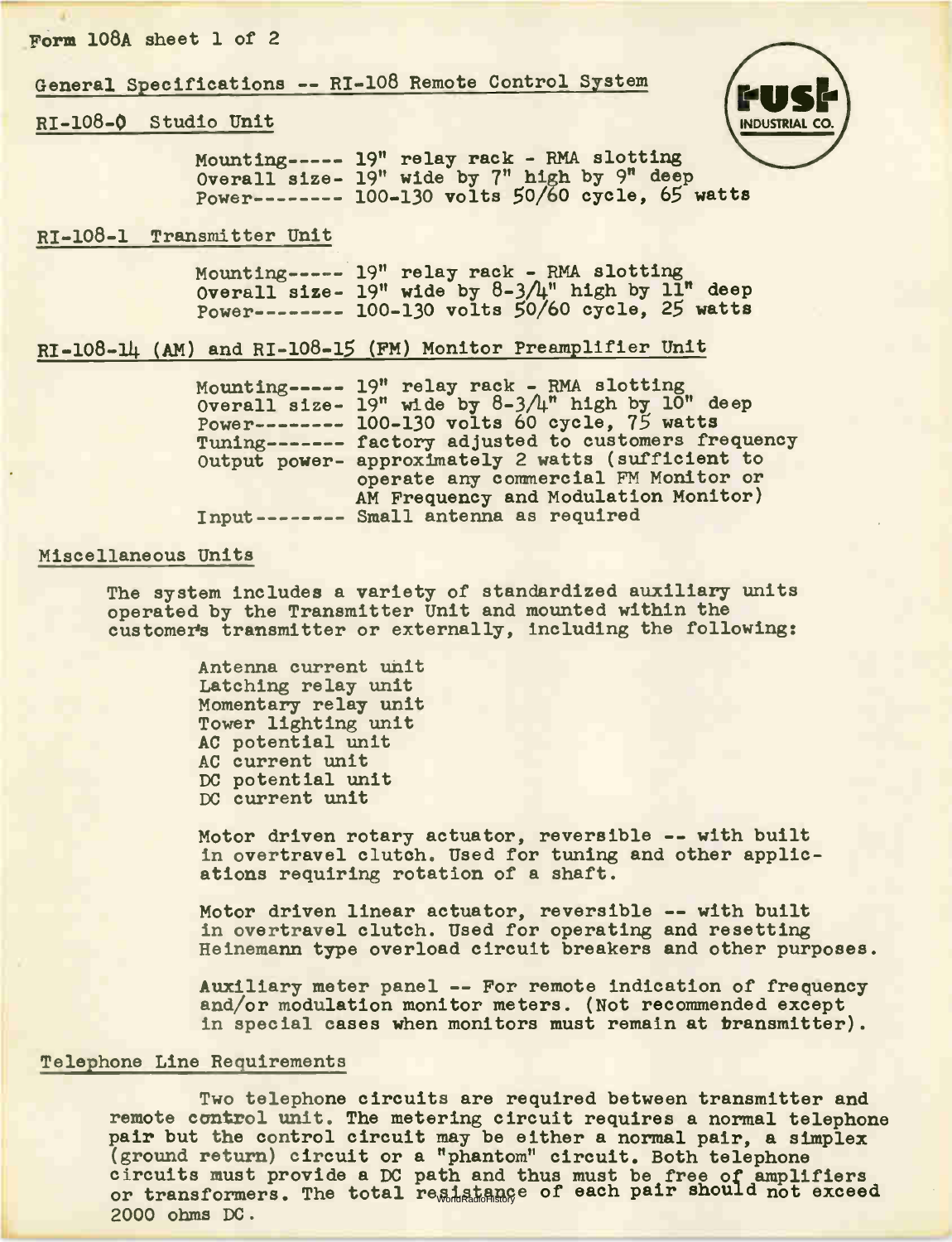Form 108A sheet 1 of 2

## General Specifications -- RI-108 Remote Control System

RUST INDUSTRIAL CO.

### RI-108-0 Studio Unit

Mounting----- 19" relay rack - RMA slotting
Overall size- 19" wide by 7" high by 9" deep
Power-------- 100-130 volts 50/60 cycle, 65 watts

### RI-108-1 Transmitter Unit

Mounting----- 19" relay rack - RMA slotting
Overall size- 19" wide by 8-3/4" high by 11" deep
Power-------- 100-130 volts 50/60 cycle, 25 watts

### RI-108-14 (AM) and RI-108-15 (FM) Monitor Preamplifier Unit

Mounting----- 19" relay rack - RMA slotting
Overall size- 19" wide by 8-3/4" high by 10" deep
Power-------- 100-130 volts 60 cycle, 75 watts
Tuning------- factory adjusted to customers frequency
Output power- approximately 2 watts (sufficient to operate any commercial FM Monitor or AM Frequency and Modulation Monitor)
Input-------- Small antenna as required

### Miscellaneous Units

The system includes a variety of standardized auxiliary units operated by the Transmitter Unit and mounted within the customer's transmitter or externally, including the following:

Antenna current unit
Latching relay unit
Momentary relay unit
Tower lighting unit
AC potential unit
AC current unit
DC potential unit
DC current unit

Motor driven rotary actuator, reversible -- with built in overtravel clutch. Used for tuning and other applications requiring rotation of a shaft.

Motor driven linear actuator, reversible -- with built in overtravel clutch. Used for operating and resetting Heinemann type overload circuit breakers and other purposes.

Auxiliary meter panel -- For remote indication of frequency and/or modulation monitor meters. (Not recommended except in special cases when monitors must remain at transmitter).

### Telephone Line Requirements

Two telephone circuits are required between transmitter and remote control unit. The metering circuit requires a normal telephone pair but the control circuit may be either a normal pair, a simplex (ground return) circuit or a "phantom" circuit. Both telephone circuits must provide a DC path and thus must be free of amplifiers or transformers. The total resistance of each pair should not exceed 2000 ohms DC.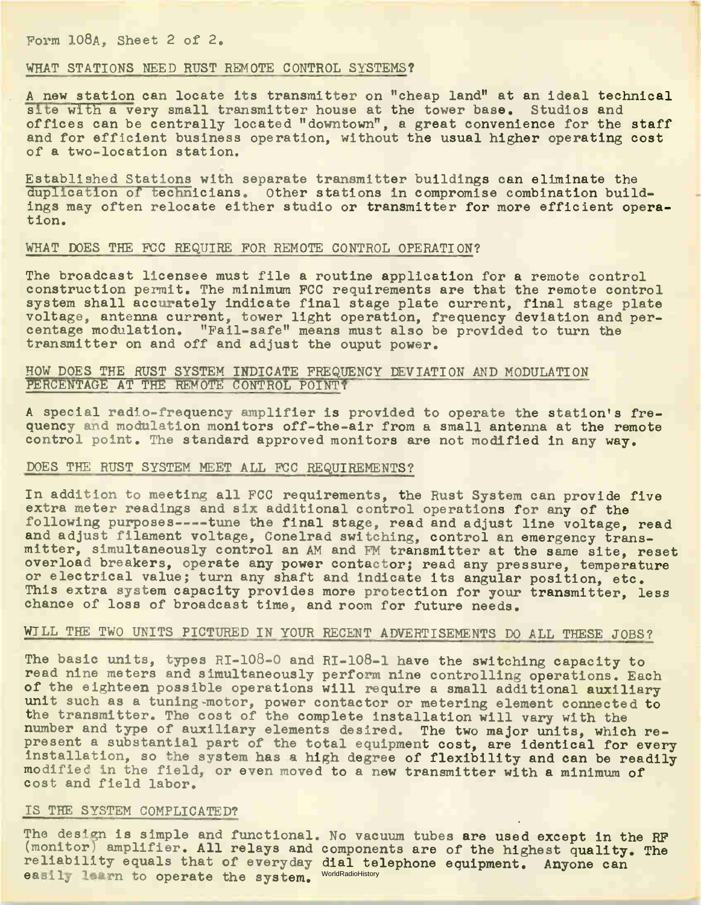Form 108A, Sheet 2 of 2.

## WHAT STATIONS NEED RUST REMOTE CONTROL SYSTEMS?

A new station can locate its transmitter on "cheap land" at an ideal technical site with a very small transmitter house at the tower base. Studios and offices can be centrally located "downtown", a great convenience for the staff and for efficient business operation, without the usual higher operating cost of a two-location station.

Established Stations with separate transmitter buildings can eliminate the duplication of technicians. Other stations in compromise combination buildings may often relocate either studio or transmitter for more efficient operation.

## WHAT DOES THE FCC REQUIRE FOR REMOTE CONTROL OPERATION?

The broadcast licensee must file a routine application for a remote control construction permit. The minimum FCC requirements are that the remote control system shall accurately indicate final stage plate current, final stage plate voltage, antenna current, tower light operation, frequency deviation and percentage modulation. "Fail-safe" means must also be provided to turn the transmitter on and off and adjust the ouput power.

## HOW DOES THE RUST SYSTEM INDICATE FREQUENCY DEVIATION AND MODULATION PERCENTAGE AT THE REMOTE CONTROL POINT?

A special radio-frequency amplifier is provided to operate the station's frequency and modulation monitors off-the-air from a small antenna at the remote control point. The standard approved monitors are not modified in any way.

## DOES THE RUST SYSTEM MEET ALL FCC REQUIREMENTS?

In addition to meeting all FCC requirements, the Rust System can provide five extra meter readings and six additional control operations for any of the following purposes----tune the final stage, read and adjust line voltage, read and adjust filament voltage, Conelrad switching, control an emergency transmitter, simultaneously control an AM and FM transmitter at the same site, reset overload breakers, operate any power contactor; read any pressure, temperature or electrical value; turn any shaft and indicate its angular position, etc. This extra system capacity provides more protection for your transmitter, less chance of loss of broadcast time, and room for future needs.

## WILL THE TWO UNITS PICTURED IN YOUR RECENT ADVERTISEMENTS DO ALL THESE JOBS?

The basic units, types RI-108-0 and RI-108-1 have the switching capacity to read nine meters and simultaneously perform nine controlling operations. Each of the eighteen possible operations will require a small additional auxiliary unit such as a tuning-motor, power contactor or metering element connected to the transmitter. The cost of the complete installation will vary with the number and type of auxiliary elements desired. The two major units, which represent a substantial part of the total equipment cost, are identical for every installation, so the system has a high degree of flexibility and can be readily modified in the field, or even moved to a new transmitter with a minimum of cost and field labor.

## IS THE SYSTEM COMPLICATED?

The design is simple and functional. No vacuum tubes are used except in the RF (monitor) amplifier. All relays and components are of the highest quality. The reliability equals that of everyday dial telephone equipment. Anyone can easily learn to operate the system.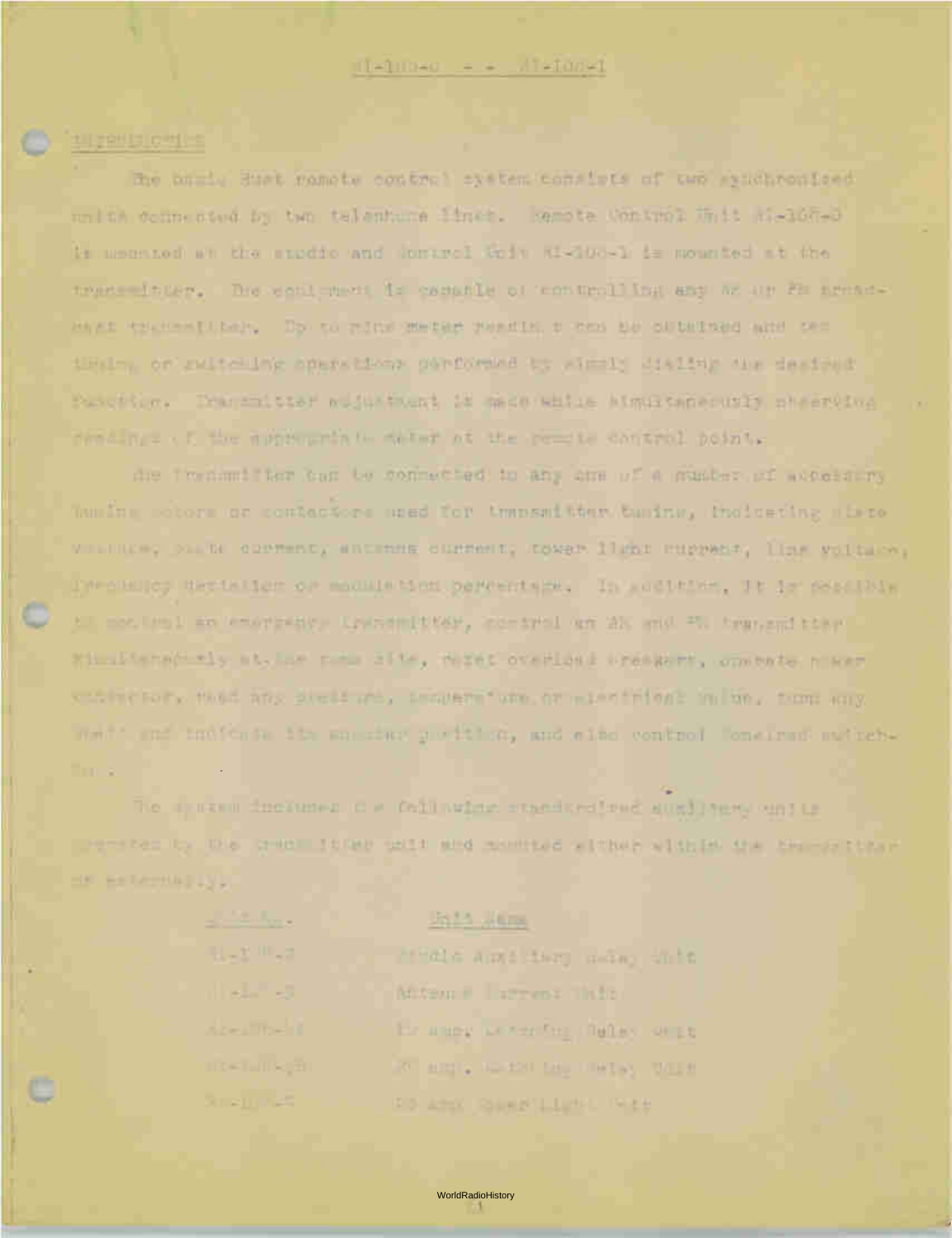# RI-100-0 — RI-100-1

## INTRODUCTION

The basic Rust remote control system consists of two synchronized units connected by two telephone lines. Remote Control Unit RI-100-0 is mounted at the studio and Control Unit RI-100-1 is mounted at the transmitter. The equipment is capable of controlling any AM or FM broadcast transmitter. Up to nine meter readings can be obtained and ten tuning or switching operations performed by simply dialing the desired function. Transmitter adjustment is made while simultaneously observing readings of the appropriate meter at the remote control point.

The transmitter can be connected to any one of a number of accessory tuning motors or contactors used for transmitter tuning, indicating plate voltage, plate current, antenna current, tower light current, line voltage, frequency deviation or modulation percentage. In addition, it is possible to control an emergency transmitter, control an AM and FM transmitter simultaneously at the same site, reset overload breakers, operate power contactor, read any pressure, temperature or electrical value, turn any shaft and indicate its angular position, and also control Conelrad switching.

The system includes the following standardized auxiliary units operated by the transmitter unit and mounted either within the transmitter or externally:

| Unit No. | Unit Name |
|---|---|
| RI-100-2 | Studio Auxiliary Relay Unit |
| RI-100-3 | Antenna Current Unit |
| RI-100-4 | 10 amp. Latching Relay Unit |
| RI-100-5 | 20 amp. Latching Relay Unit |
| RI-100-6 | 10 amp Tower Light Unit |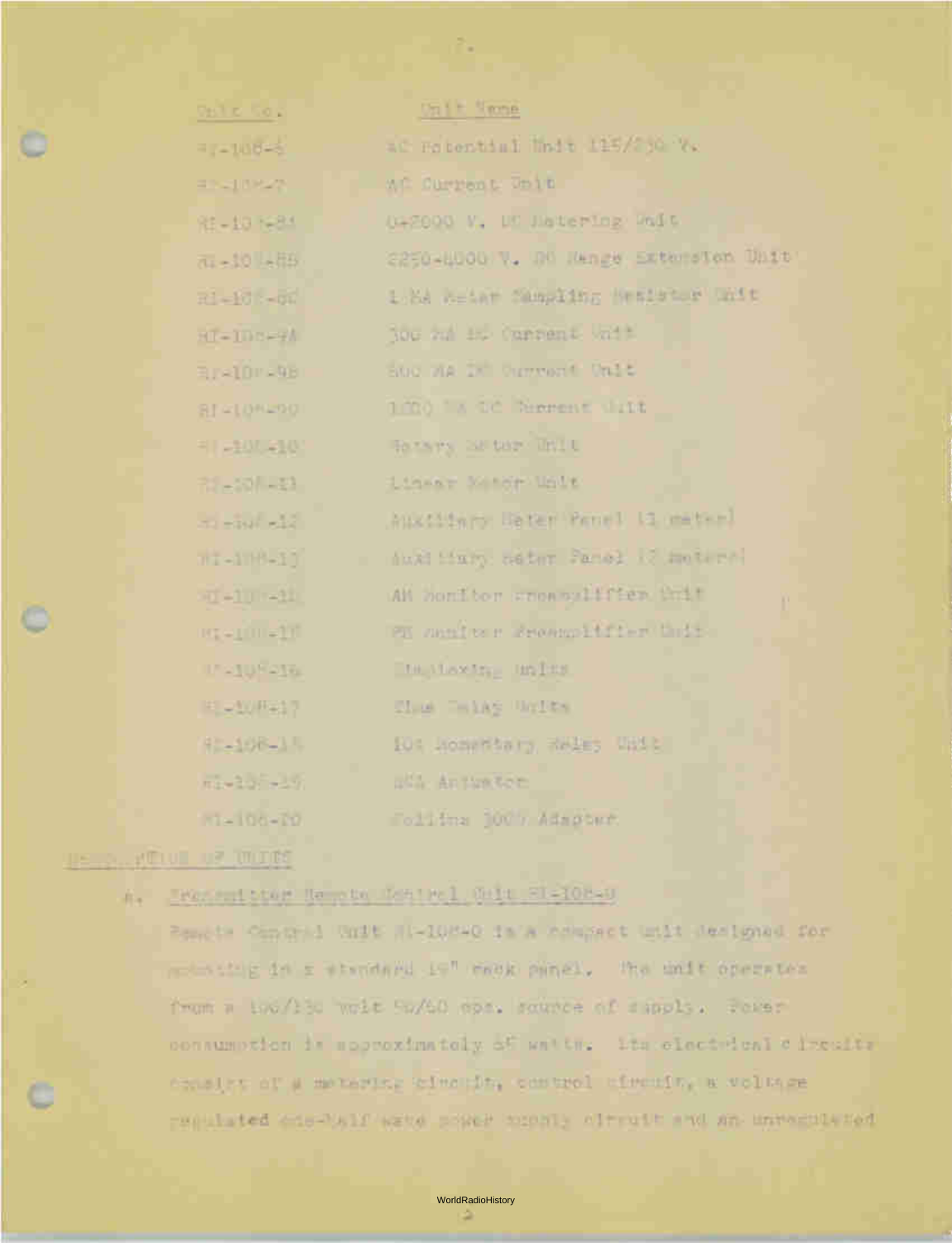| Unit No. | Unit Name |
|---|---|
| RI-108-6 | AC Potential Unit 115/230 V. |
| RI-108-7 | AC Current Unit |
| RI-108-8A | 0-2000 V. DC Metering Unit |
| RI-108-8B | 2250-4000 V. DC Range Extension Unit |
| RI-108-8C | 1 MA Meter Sampling Resistor Unit |
| RI-108-9A | 300 MA DC Current Unit |
| RI-108-9B | 600 MA DC Current Unit |
| RI-108-9C | 1000 MA DC Current Unit |
| RI-108-10 | Rotary Meter Unit |
| RI-108-11 | Linear Meter Unit |
| RI-108-12 | Auxiliary Meter Panel (1 meter) |
| RI-108-13 | Auxiliary Meter Panel (2 meters) |
| RI-108-14 | AM Monitor Preamplifier Unit |
| RI-108-15 | FM Monitor Preamplifier Unit |
| RI-108-16 | Diplexing Units |
| RI-108-17 | Time Delay Units |
| RI-108-18 | 10A Momentary Relay Unit |
| RI-108-19 | RCA Actuator |
| RI-108-20 | Collins 300G Adapter |

DESCRIPTION OF UNITS

a. Transmitter Remote Control Unit RI-108-0

Remote Control Unit RI-108-0 is a compact unit designed for mounting in a standard 19" rack panel. The unit operates from a 100/130 volt 50/60 cps. source of supply. Power consumption is approximately 65 watts. Its electrical circuits consist of a metering circuit, control circuit, a voltage regulated one-half wave power supply circuit and an unregulated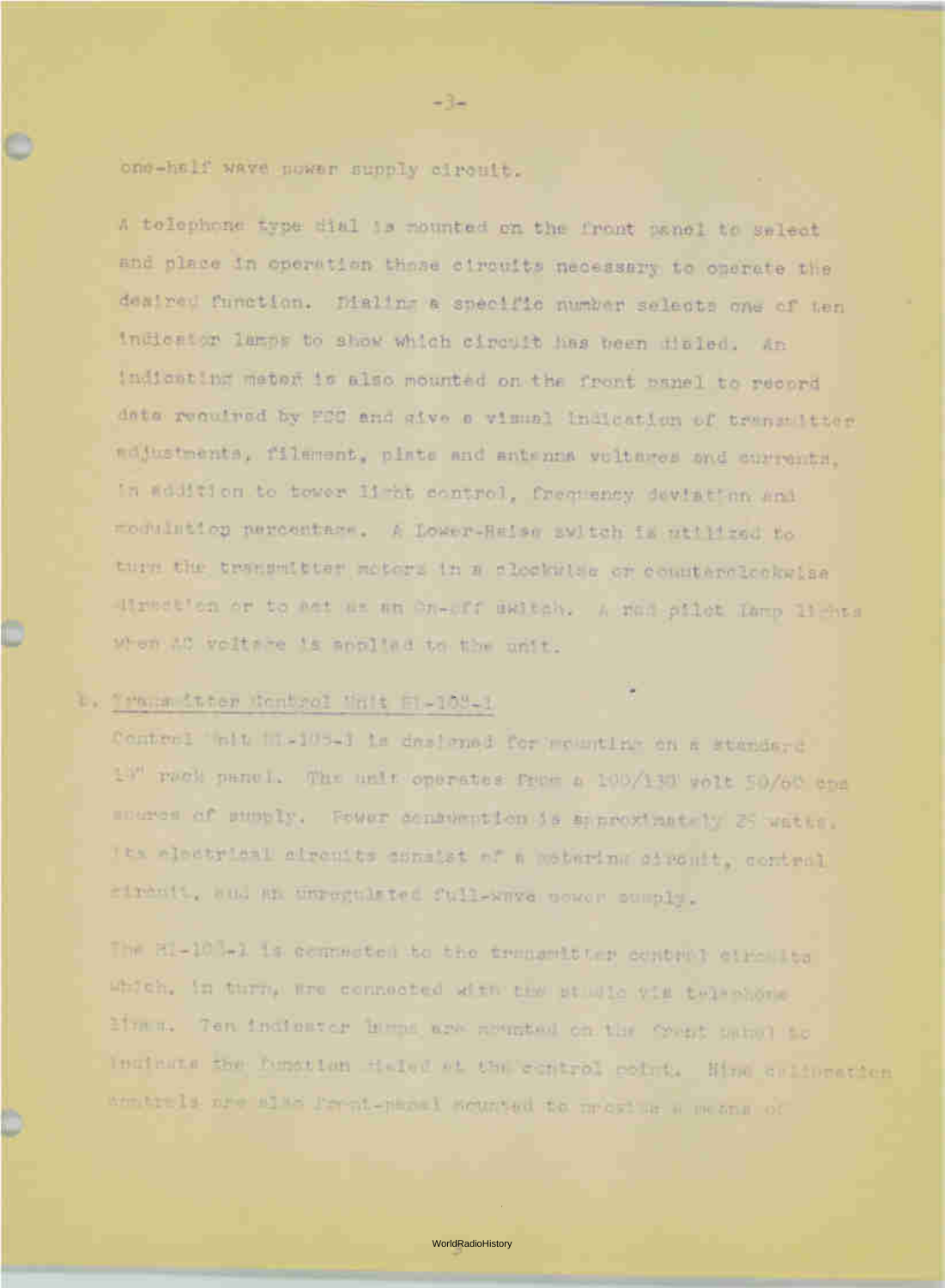one-half wave power supply circuit.

A telephone type dial is mounted on the front panel to select and place in operation those circuits necessary to operate the desired function. Dialing a specific number selects one of ten indicator lamps to show which circuit has been dialed. An indicating meter is also mounted on the front panel to record data required by FCC and give a visual indication of transmitter adjustments, filament, plate and antenna voltages and currents, in addition to tower light control, frequency deviation and modulation percentage. A Lower-Raise switch is utilized to turn the transmitter motors in a clockwise or counterclockwise direction or to act as an On-off switch. A red pilot lamp lights when AC voltage is applied to the unit.

b. Transmitter Control Unit BI-103-1

Control Unit BI-103-1 is designed for mounting on a standard 19" rack panel. The unit operates from a 100/130 volt 50/60 cps source of supply. Power consumption is approximately 25 watts. Its electrical circuits consist of a metering circuit, control circuit, and an unregulated full-wave power supply.

The BI-103-1 is connected to the transmitter control circuits which, in turn, are connected with the studio via telephone lines. Ten indicator lamps are mounted on the front panel to indicate the function dialed at the control point. Nine calibration controls are also front-panel mounted to provide a means of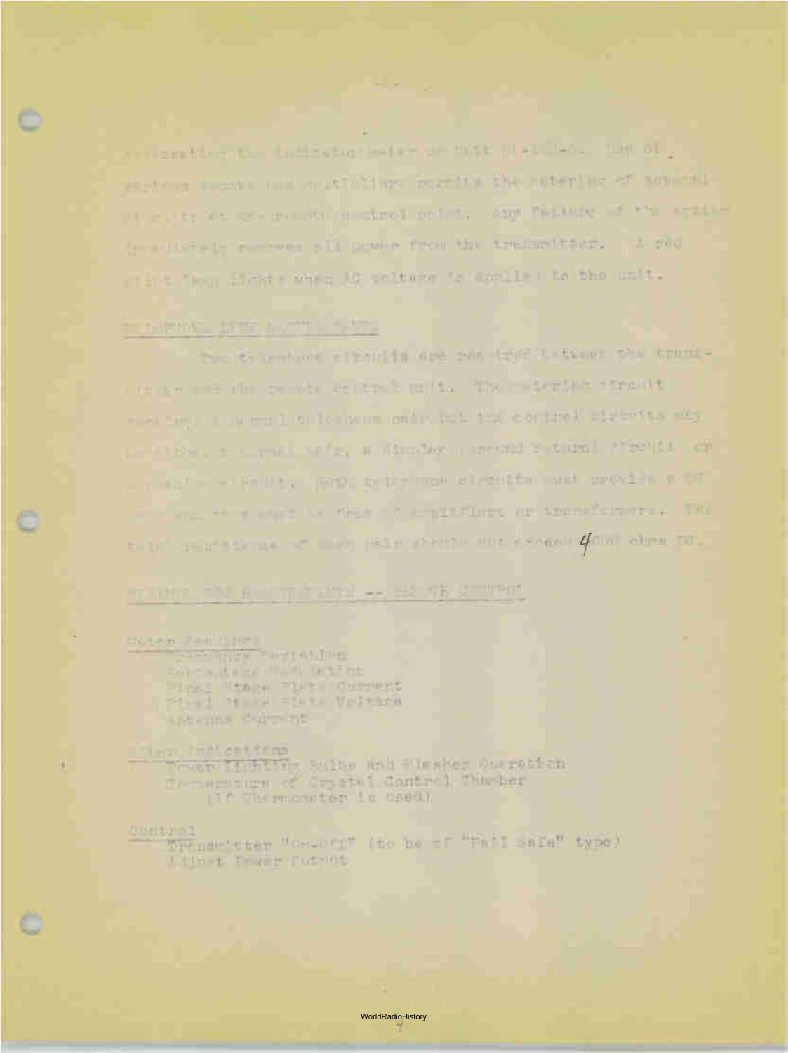...operating the indicating meter on Unit M-11562. Use of various meters and amplifiers permits the metering of several quantities at the remote control point. Any failure of the system immediately removes all power from the transmitter. A red pilot lamp lights when AC voltage is applied to the unit.

## TELEPHONE LINE REQUIREMENTS

Two telephone circuits are required between the transmitter and the remote control unit. The metering circuit requires a normal telephone pair but the control circuits may be either a normal pair, a Simplex (ground return) circuit or a Phantom circuit. Both telephone circuits must provide a DC path and must be free of amplifiers or transformers. The total resistance of each pair should not exceed 4000 ohms DC.

## METERING AND ADJUSTMENTS -- REMOTE CONTROL

Meter Readings
- Frequency Deviation
- Percentage Modulation
- Final Stage Plate Current
- Final Stage Plate Voltage
- Antenna Current

Other Indications
- Tower Lighting Bulbs and Flasher Operation
- Temperature of Crystal Control Chamber (if Thermometer is used)

Control
- Transmitter "On-Off" (to be of "Fail Safe" type)
- Adjust Power Output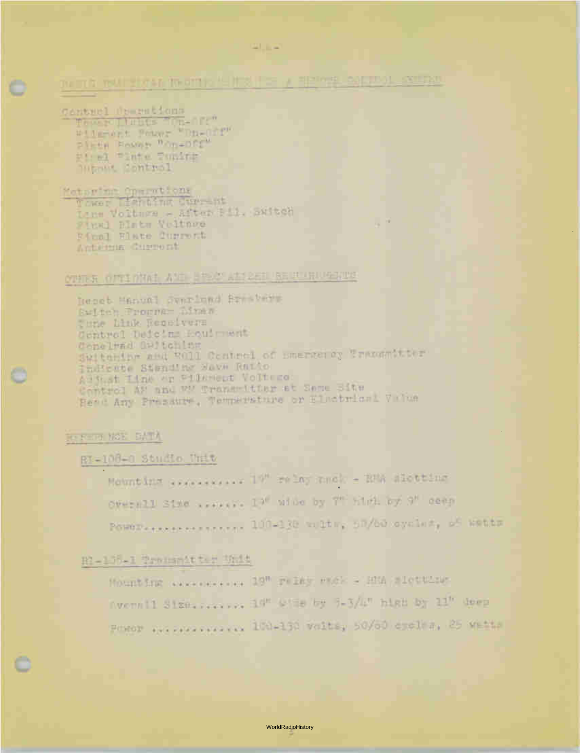## BASIC PRACTICAL REQUIREMENTS FOR A REMOTE CONTROL SYSTEM

**Control Operations**

- Tower Lights "On-Off"
- Filament Power "On-Off"
- Plate Power "On-Off"
- Final Plate Tuning
- Output Control

**Metering Operations**

- Tower Lighting Current
- Line Voltage - After Fil. Switch
- Final Plate Voltage
- Final Plate Current
- Antenna Current

## OTHER OPTIONAL AND SPECIALIZED REQUIREMENTS

- Reset Manual Overload Breakers
- Switch Program Lines
- Tune Link Receivers
- Control Deicing Equipment
- Conelrad Switching
- Switching and Full Control of Emergency Transmitter
- Indicate Standing Wave Ratio
- Adjust Line or Filament Voltage
- Control AM and FM Transmitter at Same Site
- Read Any Pressure, Temperature or Electrical Value

## REFERENCE DATA

### RI-108-0 Studio Unit

Mounting ........... 19" relay rack - RMA slotting

Overall Size ....... 19" wide by 7" high by 9" deep

Power............... 100-130 volts, 50/60 cycles, 25 watts

### RI-108-1 Transmitter Unit

Mounting ........... 19" relay rack - RMA slotting

Overall Size....... 19" wide by 5-3/4" high by 11" deep

Power .............. 100-130 volts, 50/60 cycles, 25 watts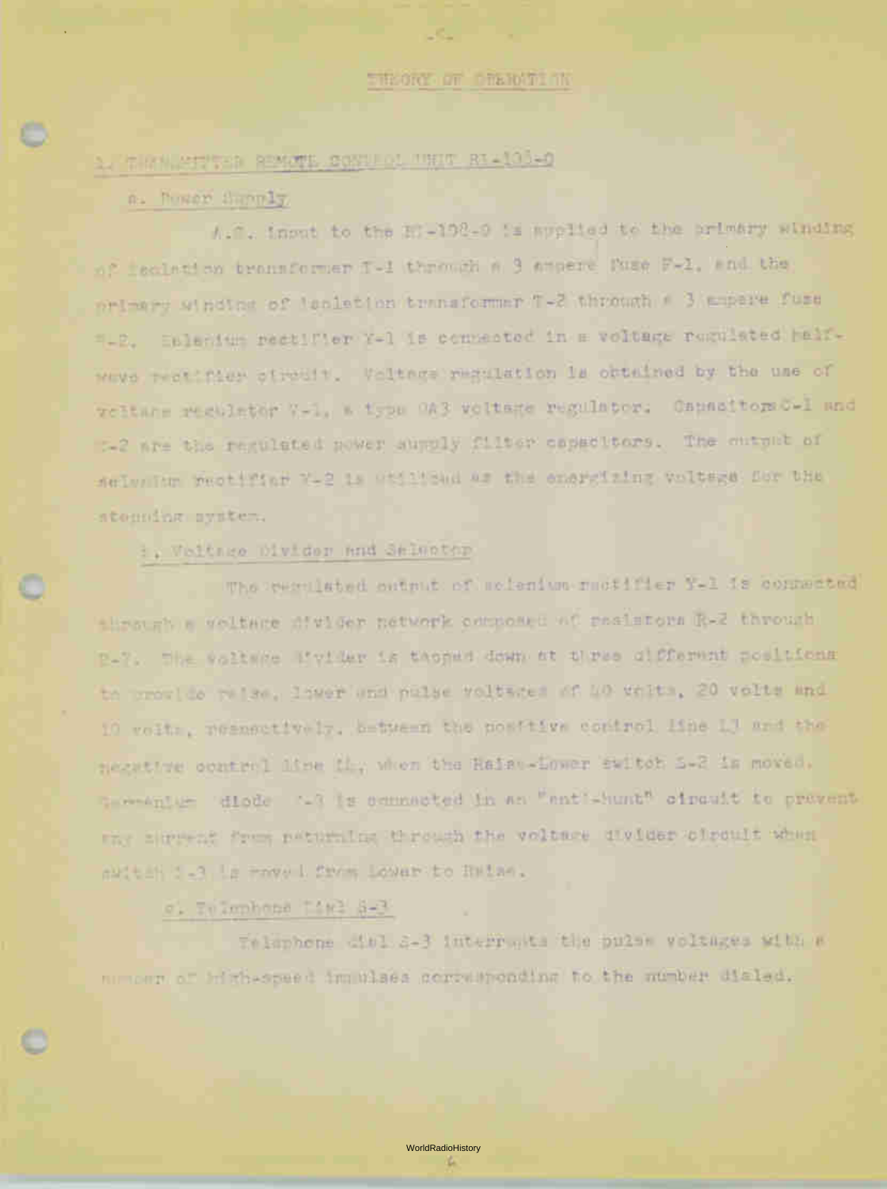# THEORY OF OPERATION

## 1. TRANSMITTER REMOTE CONTROL UNIT RT-102-G

### a. Power Supply

A.C. input to the RT-102-G is supplied to the primary winding of isolation transformer T-1 through a 3 ampere fuse F-1, and the primary winding of isolation transformer T-2 through a 3 ampere fuse F-2. Selenium rectifier Y-1 is connected in a voltage regulated half-wave rectifier circuit. Voltage regulation is obtained by the use of voltage regulator V-1, a type 0A3 voltage regulator. Capacitors C-1 and C-2 are the regulated power supply filter capacitors. The output of selenium rectifier Y-2 is utilized as the energizing voltage for the stepping system.

### b. Voltage Divider and Selector

The regulated output of selenium rectifier Y-1 is connected through a voltage divider network composed of resistors R-2 through R-7. The voltage divider is tapped down at three different positions to provide raise, lower and pulse voltages of 40 volts, 20 volts and 10 volts, respectively, between the positive control line L3 and the negative control line L4, when the Raise-Lower switch S-2 is moved. Germanium diode Y-3 is connected in an "anti-hunt" circuit to prevent any current from returning through the voltage divider circuit when switch S-3 is moved from Lower to Raise.

### c. Telephone Dial S-3

Telephone dial S-3 interrupts the pulse voltages with a number of high-speed impulses corresponding to the number dialed.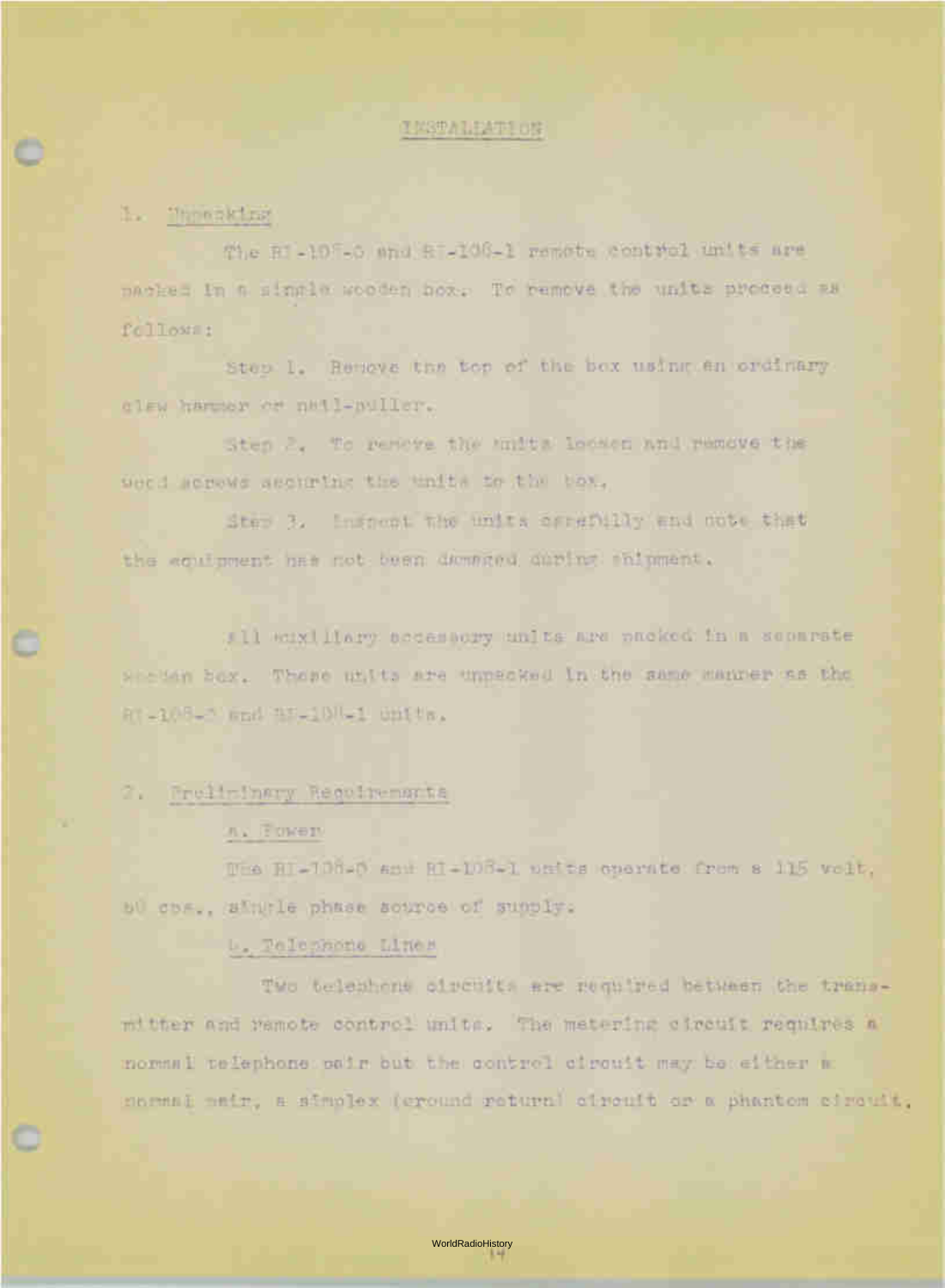# INSTALLATION

## 1. Unpacking

The RI-108-0 and RI-108-1 remote control units are packed in a single wooden box. To remove the units proceed as follows:

Step 1. Remove the top of the box using an ordinary claw hammer or nail-puller.

Step 2. To remove the units loosen and remove the wood screws securing the units to the box.

Step 3. Inspect the units carefully and note that the equipment has not been damaged during shipment.

All auxiliary accessory units are packed in a separate wooden box. These units are unpacked in the same manner as the RI-108-0 and RI-108-1 units.

## 2. Preliminary Requirements

### a. Power

The RI-108-0 and RI-108-1 units operate from a 115 volt, 60 cps., single phase source of supply.

### b. Telephone Lines

Two telephone circuits are required between the transmitter and remote control units. The metering circuit requires a normal telephone pair but the control circuit may be either a normal pair, a simplex (ground return) circuit or a phantom circuit.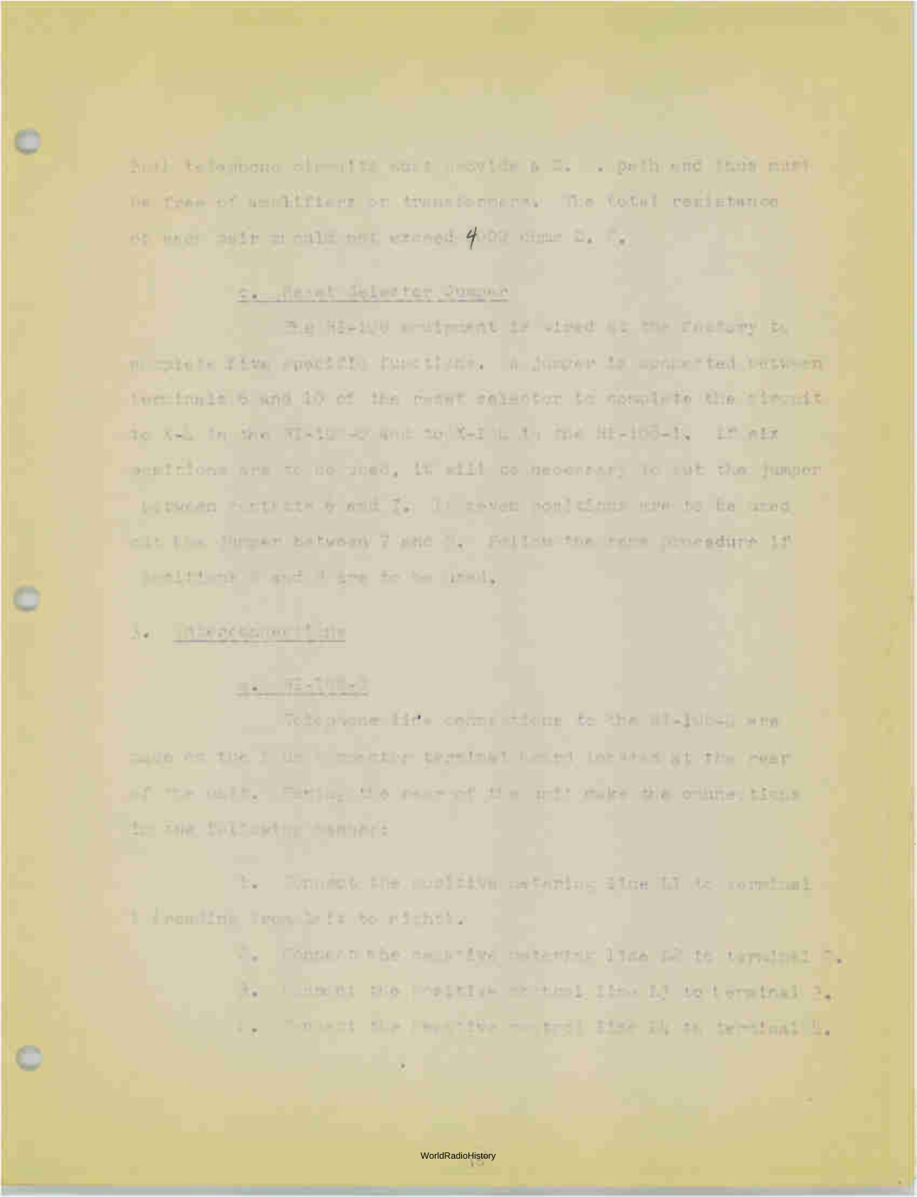Both telephone circuits must provide a D. C. path and thus must be free of amplifiers or transformers. The total resistance of each pair should not exceed 4000 ohms D. C.

c. Reset Selector Jumper

The RI-100 equipment is wired at the factory to complete five specific functions. A jumper is connected between terminals 6 and 10 of the reset selector to complete the circuit to X-L in the RI-100-2 and to X-I L in the RI-100-1. If six positions are to be used, it will be necessary to cut the jumper between contacts 6 and 7. If seven positions are to be used cut the jumper between 7 and 8. Follow the same procedure if positions 8 and 9 are to be used.

3. Interconnections

a. RI-100-2

Telephone line connections to the RI-100-2 are made on the 8 terminal connecting terminal board located at the rear of the unit. Facing the rear of the unit make the connections in the following manner:

1. Connect the positive metering line L1 to terminal 1 (reading from left to right).

2. Connect the negative metering line L2 to terminal 2.

3. Connect the positive control line L3 to terminal 3.

4. Connect the negative control line L4 to terminal 4.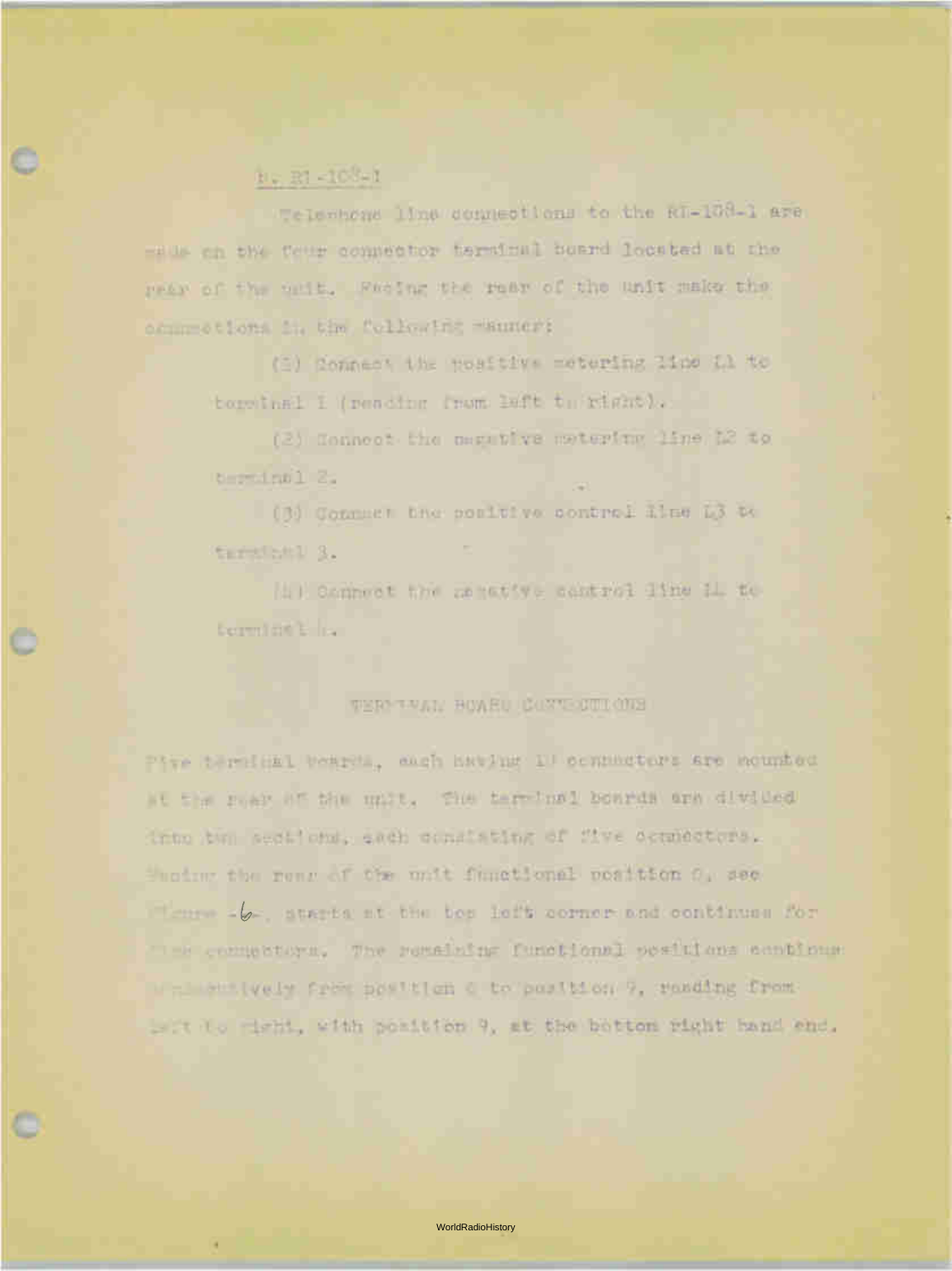b. RI-108-1

Telephone line connections to the RI-108-1 are made on the four connector terminal board located at the rear of the unit. Facing the rear of the unit make the connections in the following manner:

(1) Connect the positive metering line L1 to terminal 1 (reading from left to right).

(2) Connect the negative metering line L2 to terminal 2.

(3) Connect the positive control line L3 to terminal 3.

(4) Connect the negative control line L4 to terminal 4.

## TERMINAL BOARD CONNECTIONS

Five terminal boards, each having 10 connectors are mounted at the rear of the unit. The terminal boards are divided into two sections, each consisting of five connectors. Facing the rear of the unit functional position 0, see Figure -6-, starts at the top left corner and continues for five connectors. The remaining functional positions continue consecutively from position 0 to position 9, reading from left to right, with position 9, at the bottom right hand end.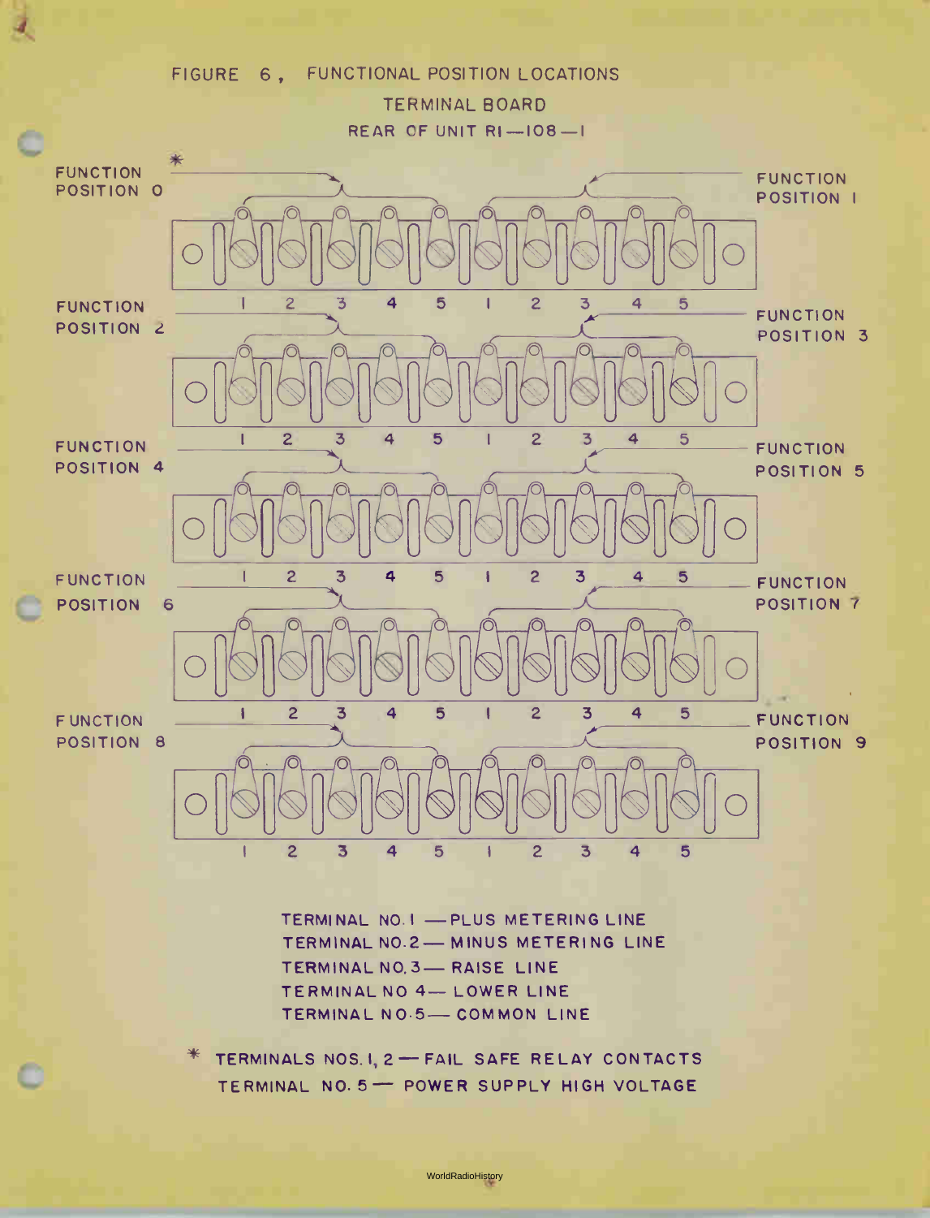# FIGURE 6, FUNCTIONAL POSITION LOCATIONS

## TERMINAL BOARD

## REAR OF UNIT RI—108—I

FUNCTION POSITION 0 * | FUNCTION POSITION 1

1 2 3 4 5 1 2 3 4 5

FUNCTION POSITION 2 | FUNCTION POSITION 3

1 2 3 4 5 1 2 3 4 5

FUNCTION POSITION 4 | FUNCTION POSITION 5

1 2 3 4 5 1 2 3 4 5

FUNCTION POSITION 6 | FUNCTION POSITION 7

1 2 3 4 5 1 2 3 4 5

FUNCTION POSITION 8 | FUNCTION POSITION 9

1 2 3 4 5 1 2 3 4 5

TERMINAL NO. 1 — PLUS METERING LINE
TERMINAL NO. 2 — MINUS METERING LINE
TERMINAL NO. 3 — RAISE LINE
TERMINAL NO. 4 — LOWER LINE
TERMINAL NO. 5 — COMMON LINE

* TERMINALS NOS. 1, 2 — FAIL SAFE RELAY CONTACTS
TERMINAL NO. 5 — POWER SUPPLY HIGH VOLTAGE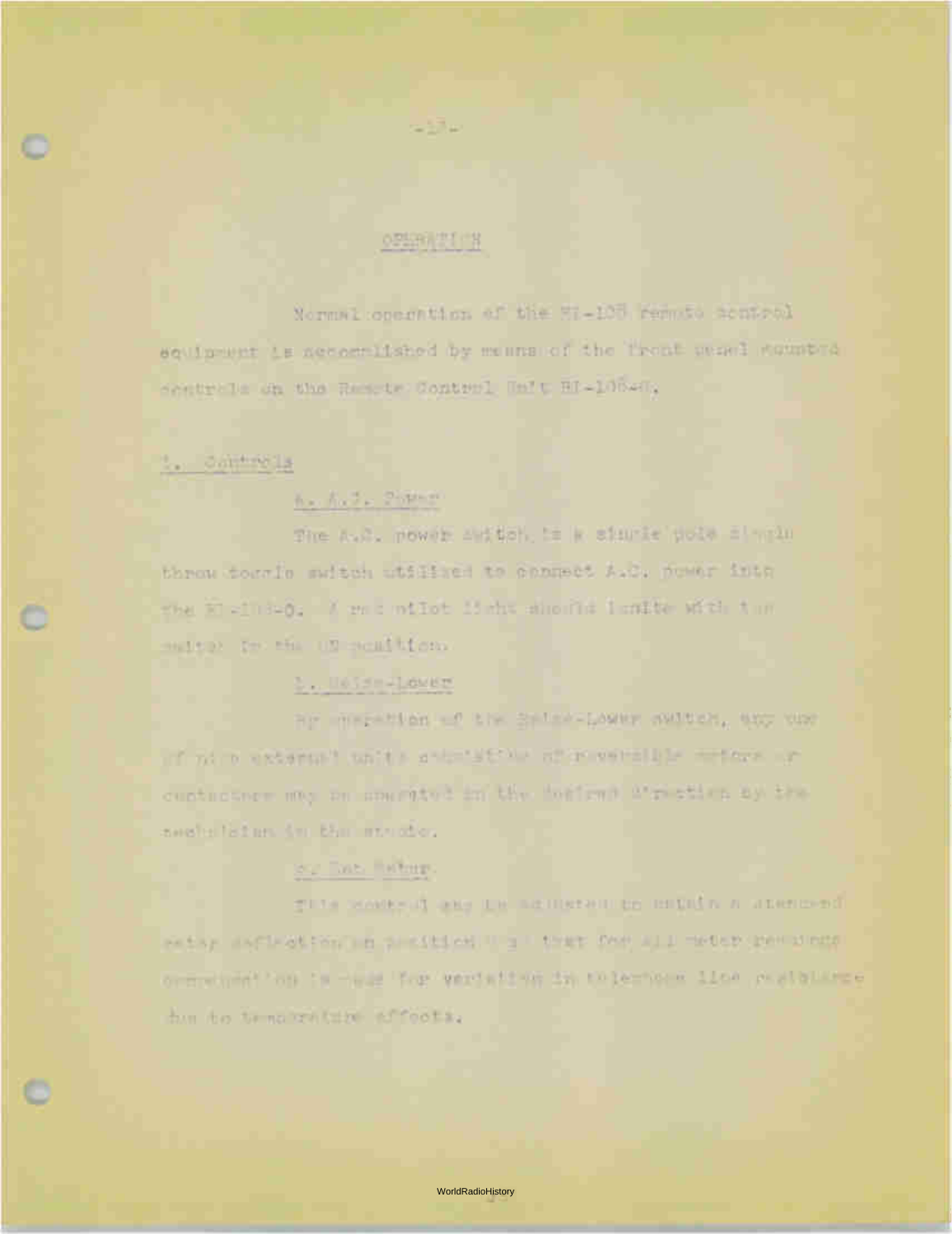OPERATION

Normal operation of the BI-108 remote control equipment is accomplished by means of the front panel mounted controls on the Remote Control Unit BI-108-0.

1. Controls

a. A.C. Power

The A.C. power switch is a single pole single throw toggle switch utilized to connect A.C. power into the BI-108-0. A red pilot light should ignite with the switch in the ON position.

b. Raise-Lower

By operation of the Raise-Lower switch, any one of nine external units consisting of reversible motors or contactors may be operated in the desired direction by the technician in the studio.

c. Set Meter

This control may be adjusted to obtain a standard meter deflection on position 9 so that for all meter readings compensation is made for variation in telephone line resistance due to temperature effects.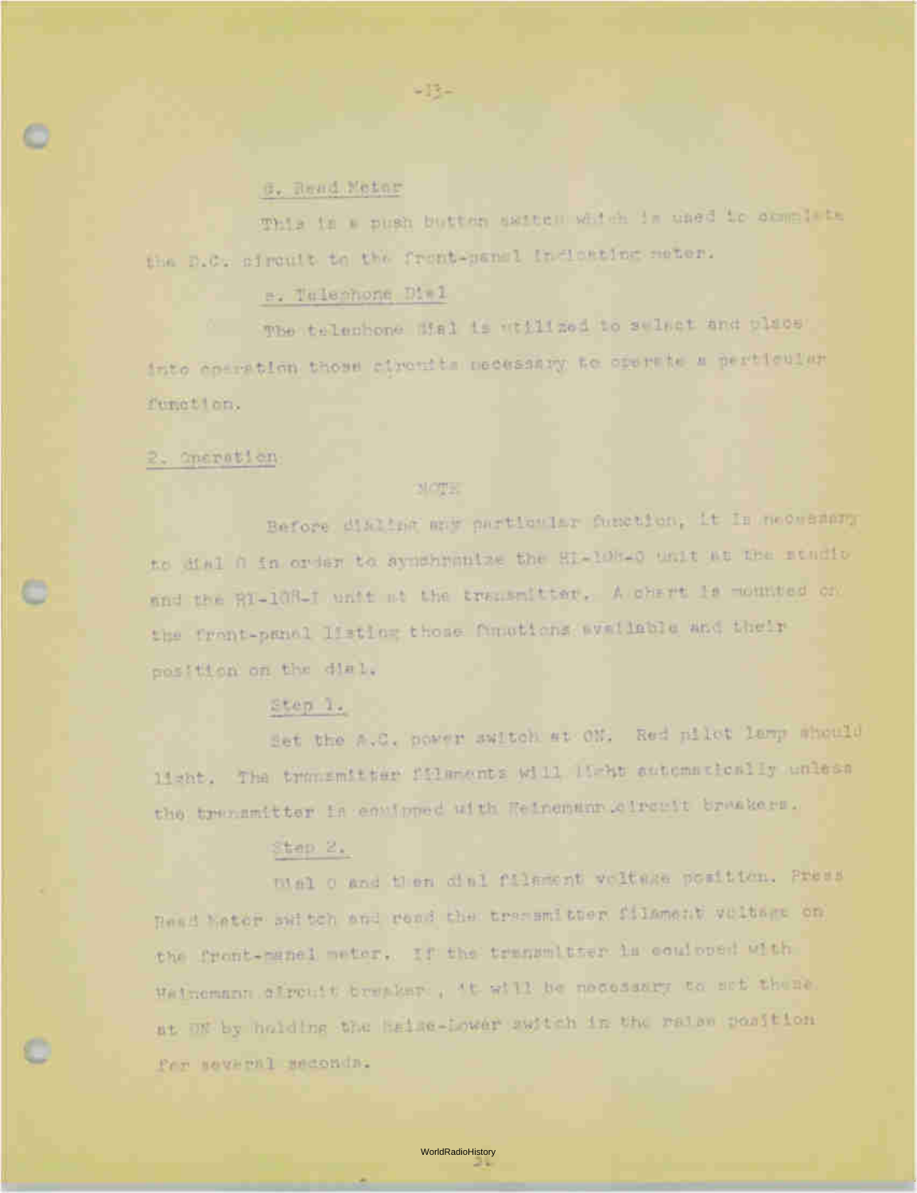d. Read Meter

This is a push button switch which is used to complete the D.C. circuit to the front-panel indicating meter.

e. Telephone Dial

The telephone dial is utilized to select and place into operation those circuits necessary to operate a particular function.

2. Operation

NOTE

Before dialing any particular function, it is necessary to dial 0 in order to synchronize the RI-10B-O unit at the studio and the RI-10B-I unit at the transmitter. A chart is mounted on the front-panel listing those functions available and their position on the dial.

Step 1.

Set the A.C. power switch at ON. Red pilot lamp should light. The transmitter filaments will light automatically unless the transmitter is equipped with Heinemann circuit breakers.

Step 2.

Dial 0 and then dial filament voltage position. Press Read Meter switch and read the transmitter filament voltage on the front-panel meter. If the transmitter is equipped with Heinemann circuit breaker, it will be necessary to set these at ON by holding the Raise-Lower switch in the raise position for several seconds.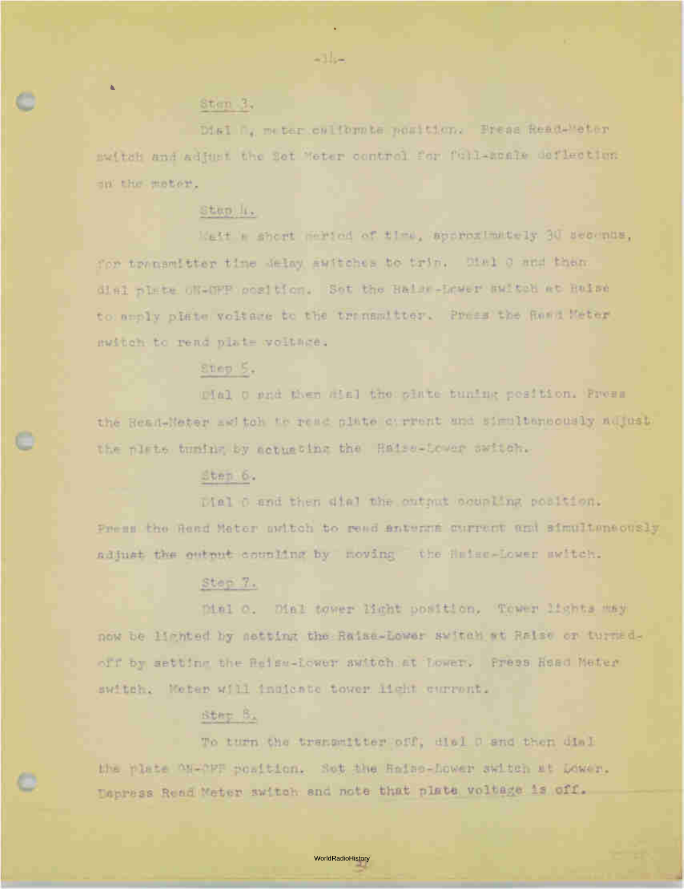Step 3.

Dial 0, meter calibrate position. Press Read-Meter switch and adjust the Set Meter control for full-scale deflection on the meter.

Step 4.

Wait a short period of time, approximately 30 seconds, for transmitter time delay switches to trip. Dial 0 and then dial plate ON-OFF position. Set the Raise-Lower switch at Raise to apply plate voltage to the transmitter. Press the Read Meter switch to read plate voltage.

Step 5.

Dial 0 and then dial the plate tuning position. Press the Read-Meter switch to read plate current and simultaneously adjust the plate tuning by actuating the Raise-Lower switch.

Step 6.

Dial 0 and then dial the output coupling position. Press the Read Meter switch to read antenna current and simultaneously adjust the output coupling by moving the Raise-Lower switch.

Step 7.

Dial 0. Dial tower light position. Tower lights may now be lighted by setting the Raise-Lower switch at Raise or turned-off by setting the Raise-Lower switch at Lower. Press Read Meter switch. Meter will indicate tower light current.

Step 8.

To turn the transmitter off, dial 0 and then dial the plate ON-OFF position. Set the Raise-Lower switch at Lower. Depress Read Meter switch and note that plate voltage is off.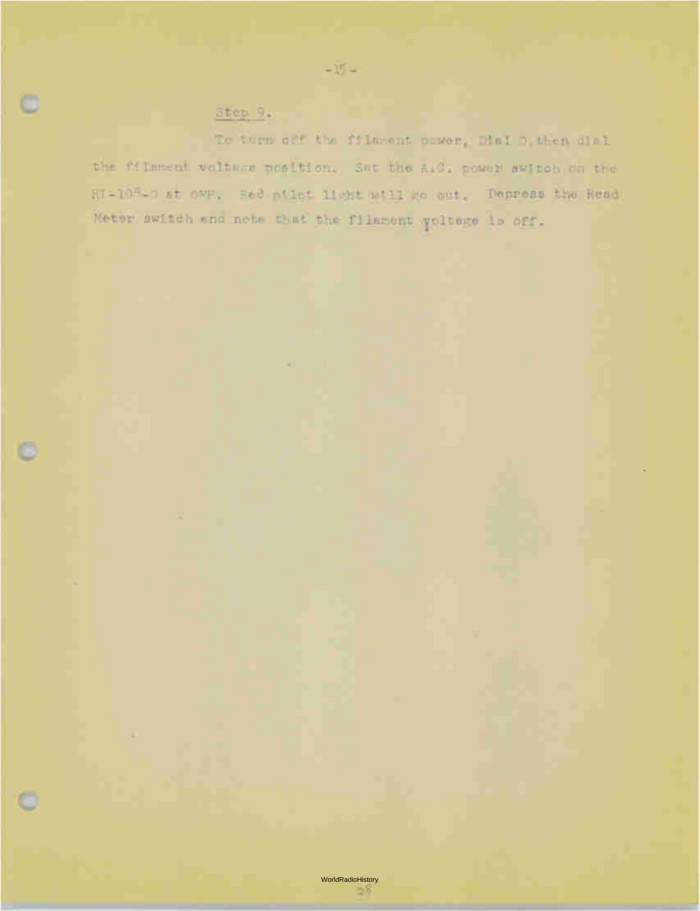Step 9.

To turn off the filament power, Dial 0, then dial the filament voltage position. Set the A.C. power switch on the BI-103-D at OFF. Red pilot light will go out. Depress the Read Meter switch and note that the filament voltage is off.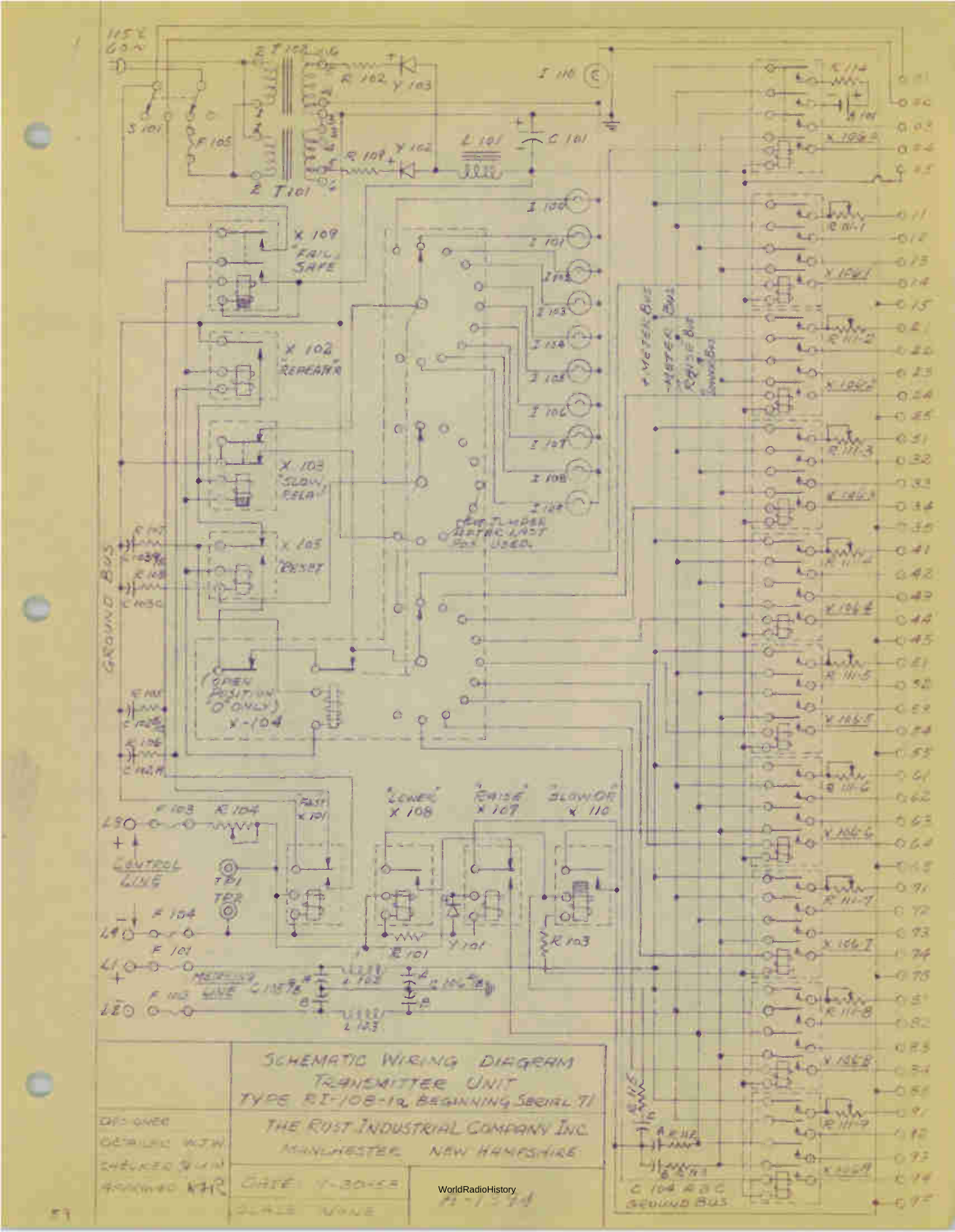SCHEMATIC WIRING DIAGRAM
TRANSMITTER UNIT
TYPE RI-108-1a BEGINNING SERIAL 71

THE ROST INDUSTRIAL COMPANY INC.
MANCHESTER NEW HAMPSHIRE

| | |
|---|---|
| DESIGNED | |
| DETAILED | W.J.W. |
| CHECKED | R.H.N. |
| APPROVED | N.H.R. |
| DATE | 4-30-52 |
| SCALE | NONE |

R-1374

WorldRadioHistory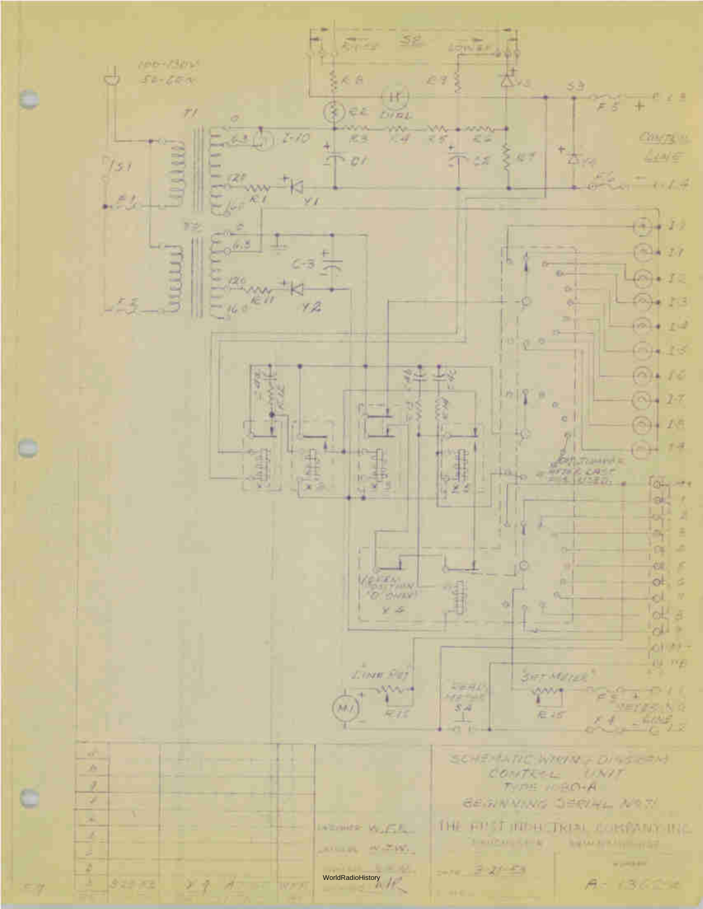SCHEMATIC WIRING DIAGRAM
CONTROL UNIT
TYPE 1180-A
BEGINNING SERIAL NO. 71

THE FIRST INDUSTRIAL COMPANY INC.

DRAWN W.E.L.

DATE 3-21-53

A-13656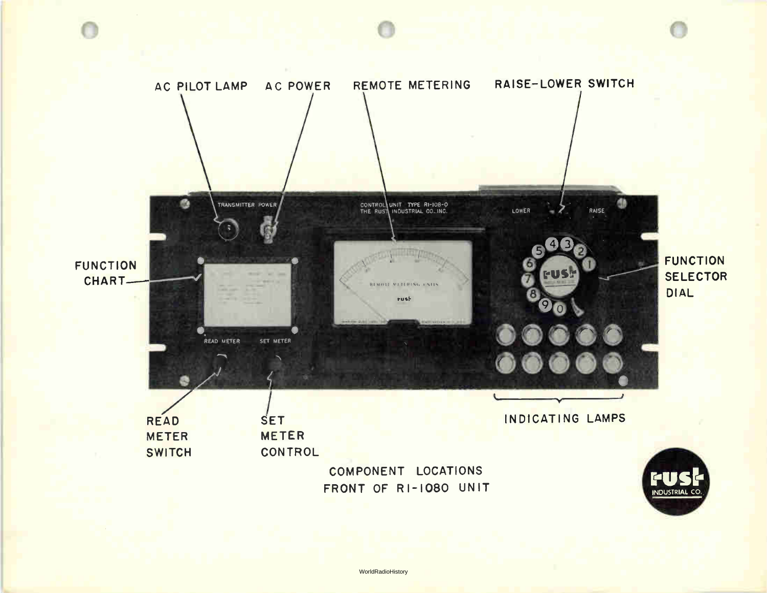AC PILOT LAMP

AC POWER

REMOTE METERING

RAISE-LOWER SWITCH

TRANSMITTER POWER

CONTROL UNIT TYPE RI-108-0
THE RUST INDUSTRIAL CO., INC.

LOWER

RAISE

FUNCTION CHART

FUNCTION SELECTOR DIAL

READ METER

SET METER

READ METER SWITCH

SET METER CONTROL

INDICATING LAMPS

COMPONENT LOCATIONS
FRONT OF RI-1080 UNIT

rust INDUSTRIAL CO.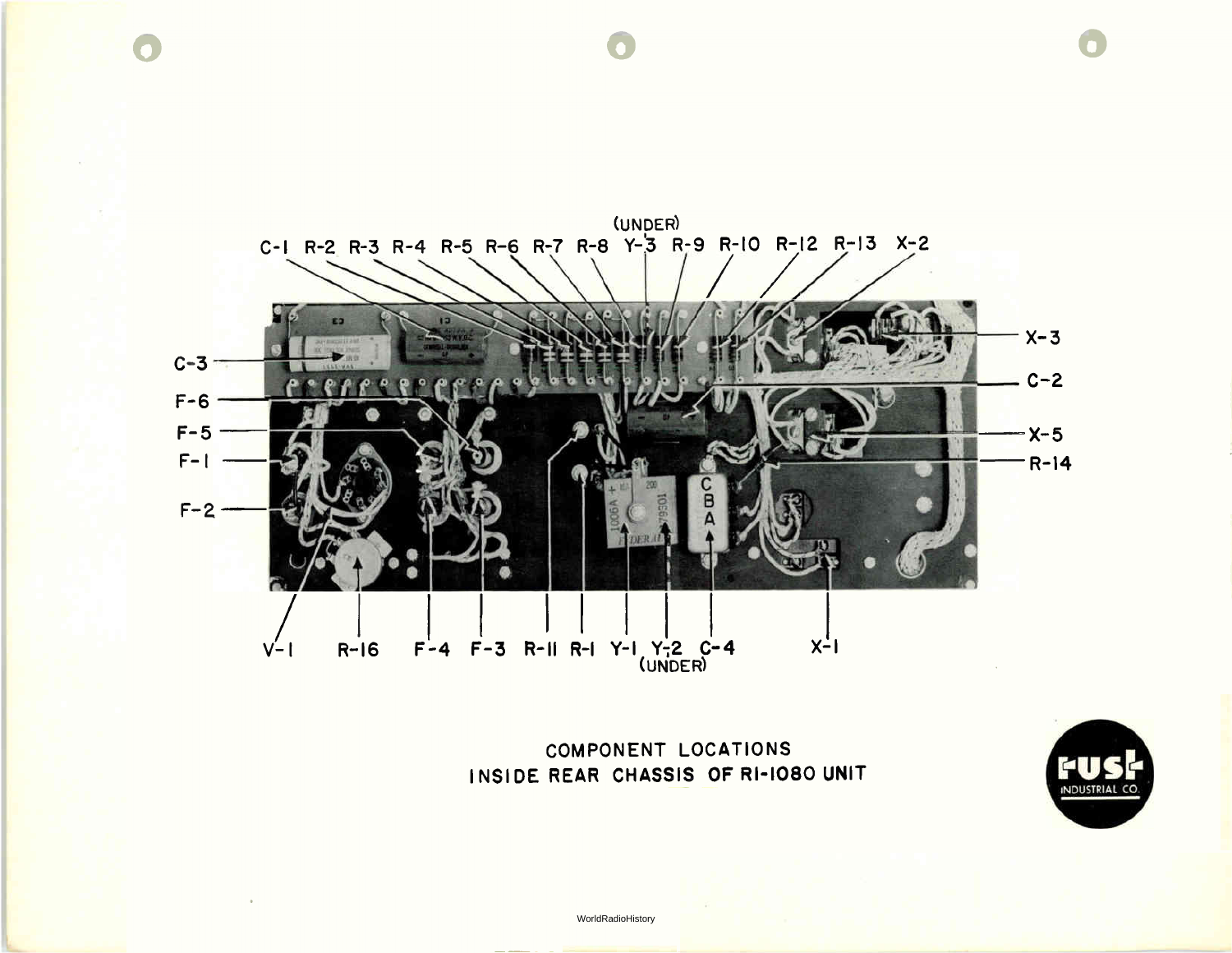COMPONENT LOCATIONS
INSIDE REAR CHASSIS OF RI-1080 UNIT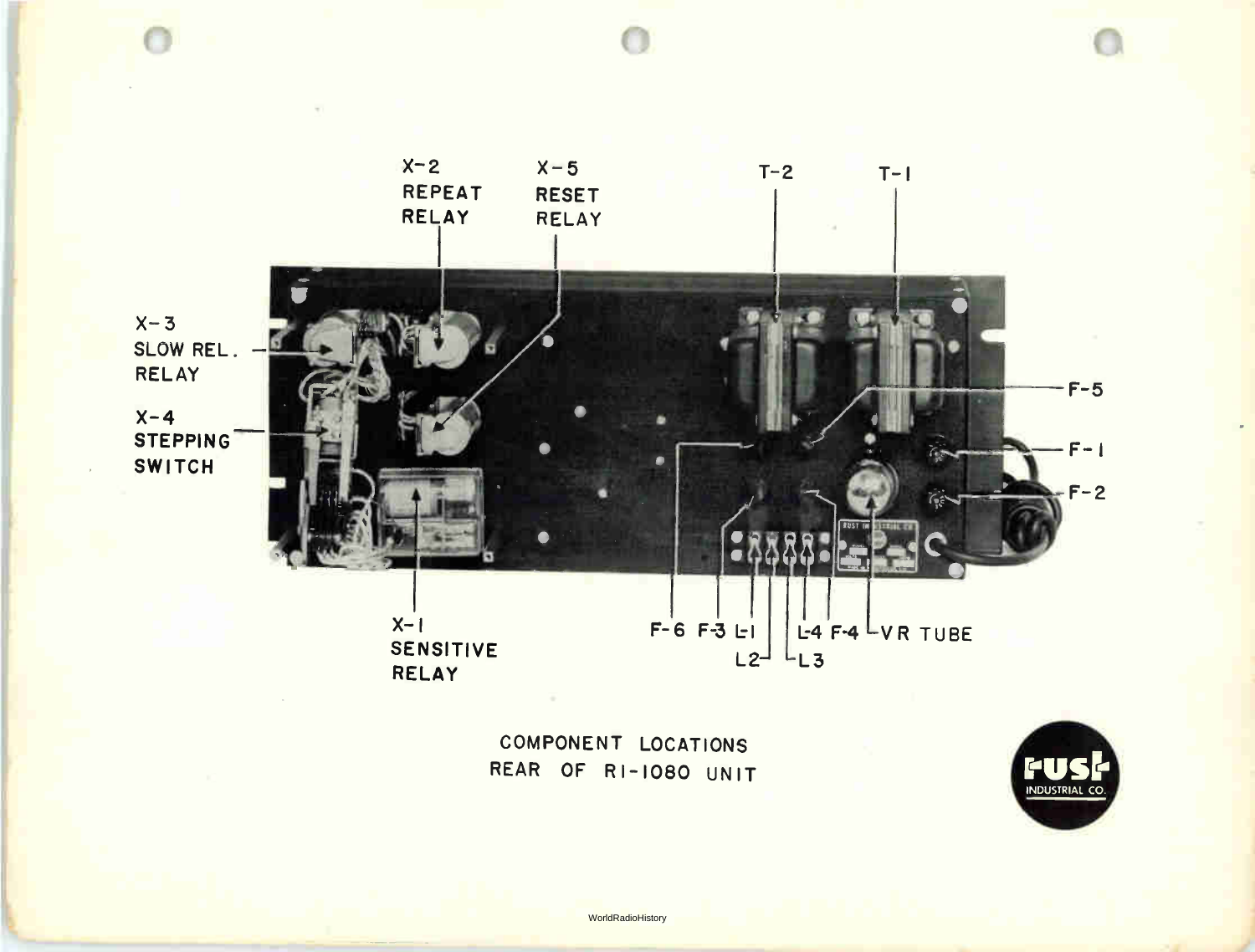X-2 REPEAT RELAY

X-5 RESET RELAY

T-2

T-1

X-3 SLOW REL. RELAY

X-4 STEPPING SWITCH

F-5

F-1

F-2

X-1 SENSITIVE RELAY

F-6 F-3 L-1 L2 L3 L-4 F-4 VR TUBE

COMPONENT LOCATIONS
REAR OF RI-1080 UNIT

rust INDUSTRIAL CO.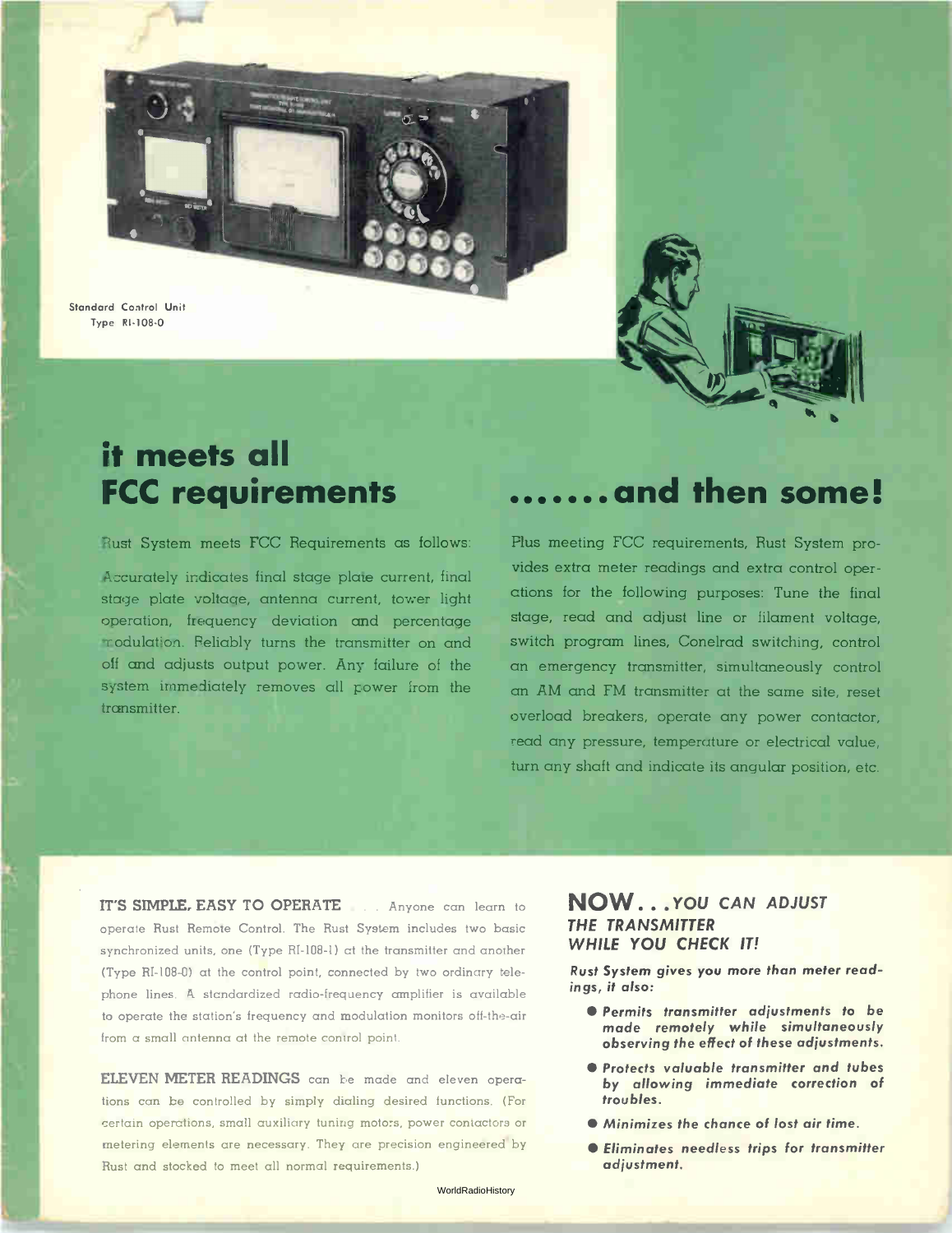Standard Control Unit
Type RI-108-0

# it meets all FCC requirements

Rust System meets FCC Requirements as follows:

Accurately indicates final stage plate current, final stage plate voltage, antenna current, tower light operation, frequency deviation and percentage modulation. Reliably turns the transmitter on and off and adjusts output power. Any failure of the system immediately removes all power from the transmitter.

# .......and then some!

Plus meeting FCC requirements, Rust System provides extra meter readings and extra control operations for the following purposes: Tune the final stage, read and adjust line or filament voltage, switch program lines, Conelrad switching, control an emergency transmitter, simultaneously control an AM and FM transmitter at the same site, reset overload breakers, operate any power contactor, read any pressure, temperature or electrical value, turn any shaft and indicate its angular position, etc.

**IT'S SIMPLE, EASY TO OPERATE** . . . Anyone can learn to operate Rust Remote Control. The Rust System includes two basic synchronized units, one (Type RI-108-1) at the transmitter and another (Type RI-108-0) at the control point, connected by two ordinary telephone lines. A standardized radio-frequency amplifier is available to operate the station's frequency and modulation monitors off-the-air from a small antenna at the remote control point.

**ELEVEN METER READINGS** can be made and eleven operations can be controlled by simply dialing desired functions. (For certain operations, small auxiliary tuning motors, power contactors or metering elements are necessary. They are precision engineered by Rust and stocked to meet all normal requirements.)

## NOW . . . *YOU CAN ADJUST THE TRANSMITTER WHILE YOU CHECK IT!*

***Rust System gives you more than meter readings, it also:***

- ***Permits transmitter adjustments to be made remotely while simultaneously observing the effect of these adjustments.***
- ***Protects valuable transmitter and tubes by allowing immediate correction of troubles.***
- ***Minimizes the chance of lost air time.***
- ***Eliminates needless trips for transmitter adjustment.***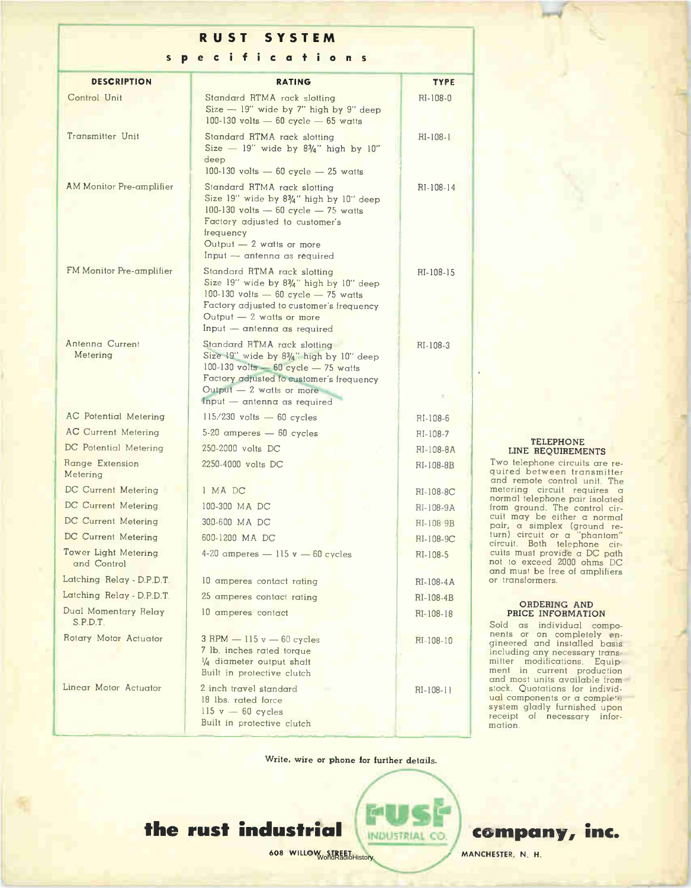# RUST SYSTEM

## specifications

| DESCRIPTION | RATING | TYPE |
| --- | --- | --- |
| Control Unit | Standard RTMA rack slotting<br>Size — 19" wide by 7" high by 9" deep<br>100-130 volts — 60 cycle — 65 watts | RI-108-0 |
| Transmitter Unit | Standard RTMA rack slotting<br>Size — 19" wide by 8¾" high by 10" deep<br>100-130 volts — 60 cycle — 25 watts | RI-108-1 |
| AM Monitor Pre-amplifier | Standard RTMA rack slotting<br>Size 19" wide by 8¾" high by 10" deep<br>100-130 volts — 60 cycle — 75 watts<br>Factory adjusted to customer's frequency<br>Output — 2 watts or more<br>Input — antenna as required | RI-108-14 |
| FM Monitor Pre-amplifier | Standard RTMA rack slotting<br>Size 19" wide by 8¾" high by 10" deep<br>100-130 volts — 60 cycle — 75 watts<br>Factory adjusted to customer's frequency<br>Output — 2 watts or more<br>Input — antenna as required | RI-108-15 |
| Antenna Current Metering | Standard RTMA rack slotting<br>Size 19" wide by 8¾" high by 10" deep<br>100-130 volts — 60 cycle — 75 watts<br>Factory adjusted to customer's frequency<br>Output — 2 watts or more<br>Input — antenna as required | RI-108-3 |
| AC Potential Metering | 115/230 volts — 60 cycles | RI-108-6 |
| AC Current Metering | 5-20 amperes — 60 cycles | RI-108-7 |
| DC Potential Metering | 250-2000 volts DC | RI-108-8A |
| Range Extension Metering | 2250-4000 volts DC | RI-108-8B |
| DC Current Metering | 1 MA DC | RI-108-8C |
| DC Current Metering | 100-300 MA DC | RI-108-9A |
| DC Current Metering | 300-600 MA DC | RI-108 9B |
| DC Current Metering | 600-1200 MA DC | RI-108-9C |
| Tower Light Metering and Control | 4-20 amperes — 115 v — 60 cycles | RI-108-5 |
| Latching Relay - D.P.D.T. | 10 amperes contact rating | RI-108-4A |
| Latching Relay - D.P.D.T. | 25 amperes contact rating | RI-108-4B |
| Dual Momentary Relay S.P.D.T. | 10 amperes contact | RI-108-18 |
| Rotary Motor Actuator | 3 RPM — 115 v — 60 cycles<br>7 lb. inches rated torque<br>¼ diameter output shaft<br>Built in protective clutch | RI-108-10 |
| Linear Motor Actuator | 2 inch travel standard<br>18 lbs. rated force<br>115 v — 60 cycles<br>Built in protective clutch | RI-108-11 |

### TELEPHONE LINE REQUIREMENTS

Two telephone circuits are required between transmitter and remote control unit. The metering circuit requires a normal telephone pair isolated from ground. The control circuit may be either a normal pair, a simplex (ground return) circuit or a "phantom" circuit. Both telephone circuits must provide a DC path not to exceed 2000 ohms DC and must be free of amplifiers or transformers.

### ORDERING AND PRICE INFORMATION

Sold as individual components or on completely engineered and installed basis including any necessary transmitter modifications. Equipment in current production and most units available from stock. Quotations for individual components or a complete system gladly furnished upon receipt of necessary information.

**Write, wire or phone for further details.**

**the rust industrial company, inc.**

RUST INDUSTRIAL CO.

608 WILLOW STREET MANCHESTER, N. H.